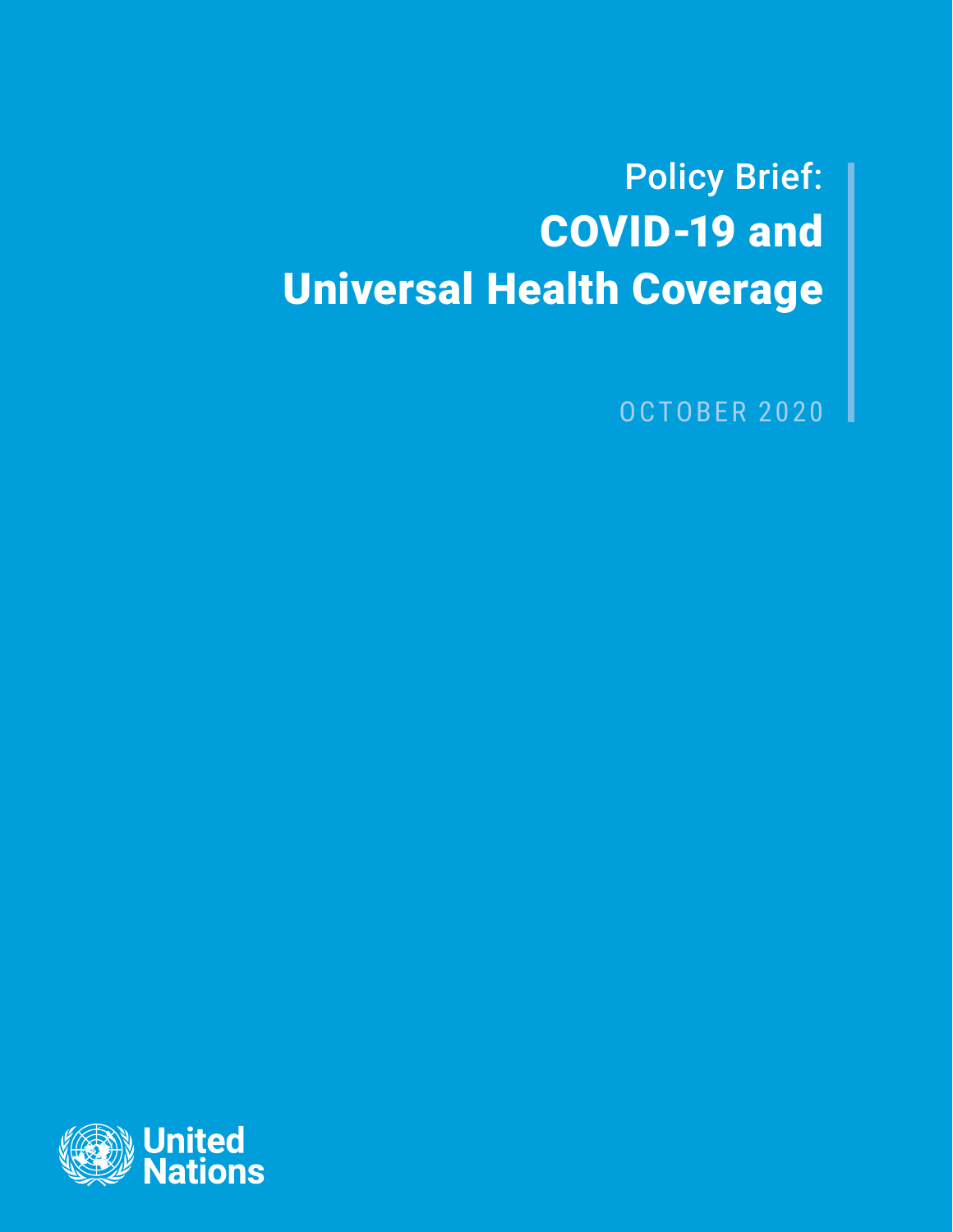Policy Brief:

# COVID-19 and Universal Health Coverage

OCTOBER 2020

United Nations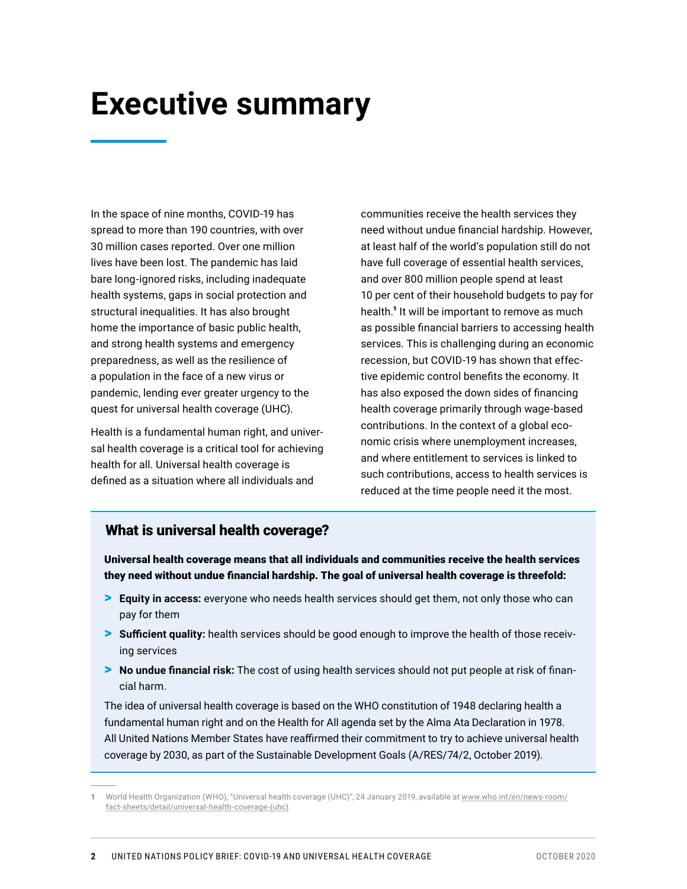# Executive summary

In the space of nine months, COVID-19 has spread to more than 190 countries, with over 30 million cases reported. Over one million lives have been lost. The pandemic has laid bare long-ignored risks, including inadequate health systems, gaps in social protection and structural inequalities. It has also brought home the importance of basic public health, and strong health systems and emergency preparedness, as well as the resilience of a population in the face of a new virus or pandemic, lending ever greater urgency to the quest for universal health coverage (UHC).

Health is a fundamental human right, and universal health coverage is a critical tool for achieving health for all. Universal health coverage is defined as a situation where all individuals and communities receive the health services they need without undue financial hardship. However, at least half of the world's population still do not have full coverage of essential health services, and over 800 million people spend at least 10 per cent of their household budgets to pay for health.[1] It will be important to remove as much as possible financial barriers to accessing health services. This is challenging during an economic recession, but COVID-19 has shown that effective epidemic control benefits the economy. It has also exposed the down sides of financing health coverage primarily through wage-based contributions. In the context of a global economic crisis where unemployment increases, and where entitlement to services is linked to such contributions, access to health services is reduced at the time people need it the most.

## What is universal health coverage?

**Universal health coverage means that all individuals and communities receive the health services they need without undue financial hardship. The goal of universal health coverage is threefold:**

- **Equity in access:** everyone who needs health services should get them, not only those who can pay for them
- **Sufficient quality:** health services should be good enough to improve the health of those receiving services
- **No undue financial risk:** The cost of using health services should not put people at risk of financial harm.

The idea of universal health coverage is based on the WHO constitution of 1948 declaring health a fundamental human right and on the Health for All agenda set by the Alma Ata Declaration in 1978. All United Nations Member States have reaffirmed their commitment to try to achieve universal health coverage by 2030, as part of the Sustainable Development Goals (A/RES/74/2, October 2019).

1 World Health Organization (WHO), "Universal health coverage (UHC)", 24 January 2019, available at www.who.int/en/news-room/fact-sheets/detail/universal-health-coverage-(uhc).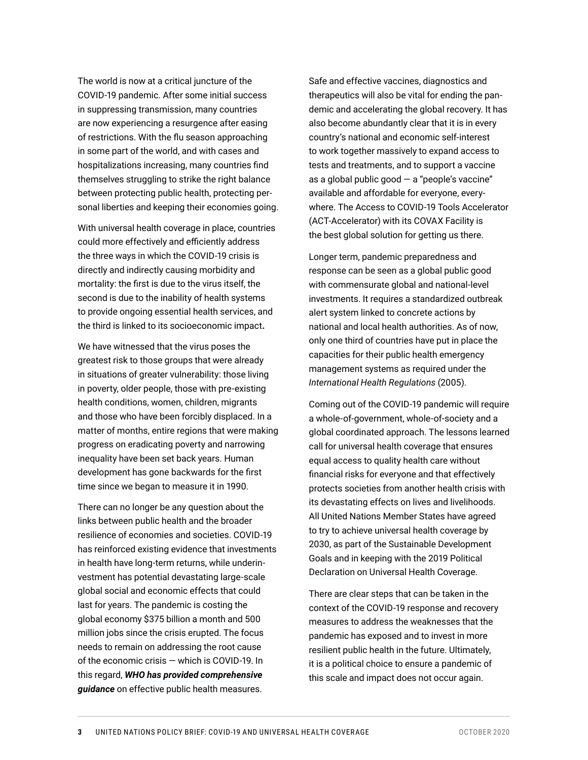The world is now at a critical juncture of the COVID-19 pandemic. After some initial success in suppressing transmission, many countries are now experiencing a resurgence after easing of restrictions. With the flu season approaching in some part of the world, and with cases and hospitalizations increasing, many countries find themselves struggling to strike the right balance between protecting public health, protecting personal liberties and keeping their economies going.

With universal health coverage in place, countries could more effectively and efficiently address the three ways in which the COVID-19 crisis is directly and indirectly causing morbidity and mortality: the first is due to the virus itself, the second is due to the inability of health systems to provide ongoing essential health services, and the third is linked to its socioeconomic impact.

We have witnessed that the virus poses the greatest risk to those groups that were already in situations of greater vulnerability: those living in poverty, older people, those with pre-existing health conditions, women, children, migrants and those who have been forcibly displaced. In a matter of months, entire regions that were making progress on eradicating poverty and narrowing inequality have been set back years. Human development has gone backwards for the first time since we began to measure it in 1990.

There can no longer be any question about the links between public health and the broader resilience of economies and societies. COVID-19 has reinforced existing evidence that investments in health have long-term returns, while underinvestment has potential devastating large-scale global social and economic effects that could last for years. The pandemic is costing the global economy $375 billion a month and 500 million jobs since the crisis erupted. The focus needs to remain on addressing the root cause of the economic crisis — which is COVID-19. In this regard, ***WHO has provided comprehensive guidance*** on effective public health measures.

Safe and effective vaccines, diagnostics and therapeutics will also be vital for ending the pandemic and accelerating the global recovery. It has also become abundantly clear that it is in every country's national and economic self-interest to work together massively to expand access to tests and treatments, and to support a vaccine as a global public good — a "people's vaccine" available and affordable for everyone, everywhere. The Access to COVID-19 Tools Accelerator (ACT-Accelerator) with its COVAX Facility is the best global solution for getting us there.

Longer term, pandemic preparedness and response can be seen as a global public good with commensurate global and national-level investments. It requires a standardized outbreak alert system linked to concrete actions by national and local health authorities. As of now, only one third of countries have put in place the capacities for their public health emergency management systems as required under the *International Health Regulations* (2005).

Coming out of the COVID-19 pandemic will require a whole-of-government, whole-of-society and a global coordinated approach. The lessons learned call for universal health coverage that ensures equal access to quality health care without financial risks for everyone and that effectively protects societies from another health crisis with its devastating effects on lives and livelihoods. All United Nations Member States have agreed to try to achieve universal health coverage by 2030, as part of the Sustainable Development Goals and in keeping with the 2019 Political Declaration on Universal Health Coverage.

There are clear steps that can be taken in the context of the COVID-19 response and recovery measures to address the weaknesses that the pandemic has exposed and to invest in more resilient public health in the future. Ultimately, it is a political choice to ensure a pandemic of this scale and impact does not occur again.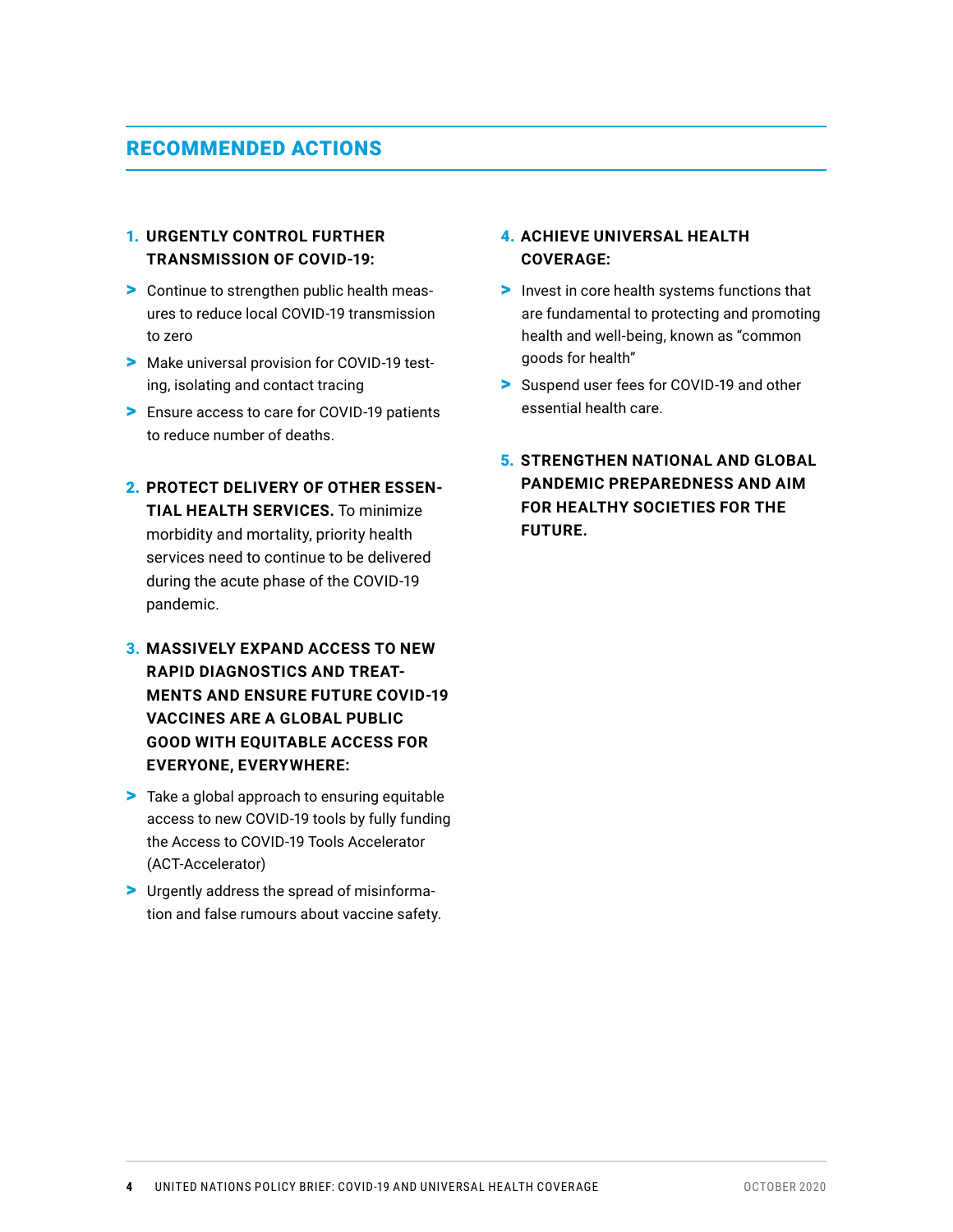## RECOMMENDED ACTIONS

1. **URGENTLY CONTROL FURTHER TRANSMISSION OF COVID-19:**
   - Continue to strengthen public health measures to reduce local COVID-19 transmission to zero
   - Make universal provision for COVID-19 testing, isolating and contact tracing
   - Ensure access to care for COVID-19 patients to reduce number of deaths.

2. **PROTECT DELIVERY OF OTHER ESSENTIAL HEALTH SERVICES.** To minimize morbidity and mortality, priority health services need to continue to be delivered during the acute phase of the COVID-19 pandemic.

3. **MASSIVELY EXPAND ACCESS TO NEW RAPID DIAGNOSTICS AND TREATMENTS AND ENSURE FUTURE COVID-19 VACCINES ARE A GLOBAL PUBLIC GOOD WITH EQUITABLE ACCESS FOR EVERYONE, EVERYWHERE:**
   - Take a global approach to ensuring equitable access to new COVID-19 tools by fully funding the Access to COVID-19 Tools Accelerator (ACT-Accelerator)
   - Urgently address the spread of misinformation and false rumours about vaccine safety.

4. **ACHIEVE UNIVERSAL HEALTH COVERAGE:**
   - Invest in core health systems functions that are fundamental to protecting and promoting health and well-being, known as "common goods for health"
   - Suspend user fees for COVID-19 and other essential health care.

5. **STRENGTHEN NATIONAL AND GLOBAL PANDEMIC PREPAREDNESS AND AIM FOR HEALTHY SOCIETIES FOR THE FUTURE.**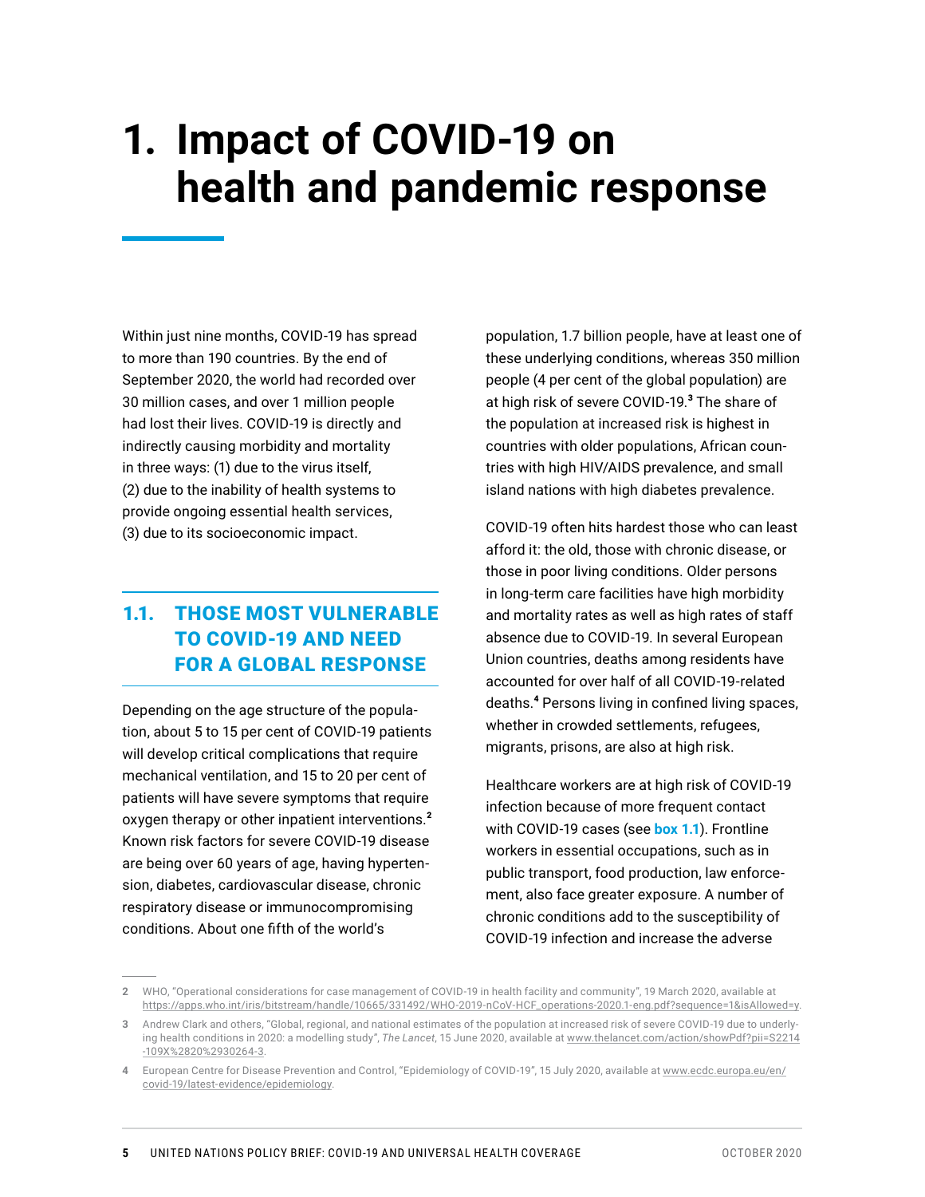# 1. Impact of COVID-19 on health and pandemic response

Within just nine months, COVID-19 has spread to more than 190 countries. By the end of September 2020, the world had recorded over 30 million cases, and over 1 million people had lost their lives. COVID-19 is directly and indirectly causing morbidity and mortality in three ways: (1) due to the virus itself, (2) due to the inability of health systems to provide ongoing essential health services, (3) due to its socioeconomic impact.

## 1.1. THOSE MOST VULNERABLE TO COVID-19 AND NEED FOR A GLOBAL RESPONSE

Depending on the age structure of the population, about 5 to 15 per cent of COVID-19 patients will develop critical complications that require mechanical ventilation, and 15 to 20 per cent of patients will have severe symptoms that require oxygen therapy or other inpatient interventions.[2] Known risk factors for severe COVID-19 disease are being over 60 years of age, having hypertension, diabetes, cardiovascular disease, chronic respiratory disease or immunocompromising conditions. About one fifth of the world's population, 1.7 billion people, have at least one of these underlying conditions, whereas 350 million people (4 per cent of the global population) are at high risk of severe COVID-19.[3] The share of the population at increased risk is highest in countries with older populations, African countries with high HIV/AIDS prevalence, and small island nations with high diabetes prevalence.

COVID-19 often hits hardest those who can least afford it: the old, those with chronic disease, or those in poor living conditions. Older persons in long-term care facilities have high morbidity and mortality rates as well as high rates of staff absence due to COVID-19. In several European Union countries, deaths among residents have accounted for over half of all COVID-19-related deaths.[4] Persons living in confined living spaces, whether in crowded settlements, refugees, migrants, prisons, are also at high risk.

Healthcare workers are at high risk of COVID-19 infection because of more frequent contact with COVID-19 cases (see **box 1.1**). Frontline workers in essential occupations, such as in public transport, food production, law enforcement, also face greater exposure. A number of chronic conditions add to the susceptibility of COVID-19 infection and increase the adverse

---

2 WHO, "Operational considerations for case management of COVID-19 in health facility and community", 19 March 2020, available at https://apps.who.int/iris/bitstream/handle/10665/331492/WHO-2019-nCoV-HCF_operations-2020.1-eng.pdf?sequence=1&isAllowed=y.

3 Andrew Clark and others, "Global, regional, and national estimates of the population at increased risk of severe COVID-19 due to underlying health conditions in 2020: a modelling study", *The Lancet*, 15 June 2020, available at www.thelancet.com/action/showPdf?pii=S2214-109X%2820%2930264-3.

4 European Centre for Disease Prevention and Control, "Epidemiology of COVID-19", 15 July 2020, available at www.ecdc.europa.eu/en/covid-19/latest-evidence/epidemiology.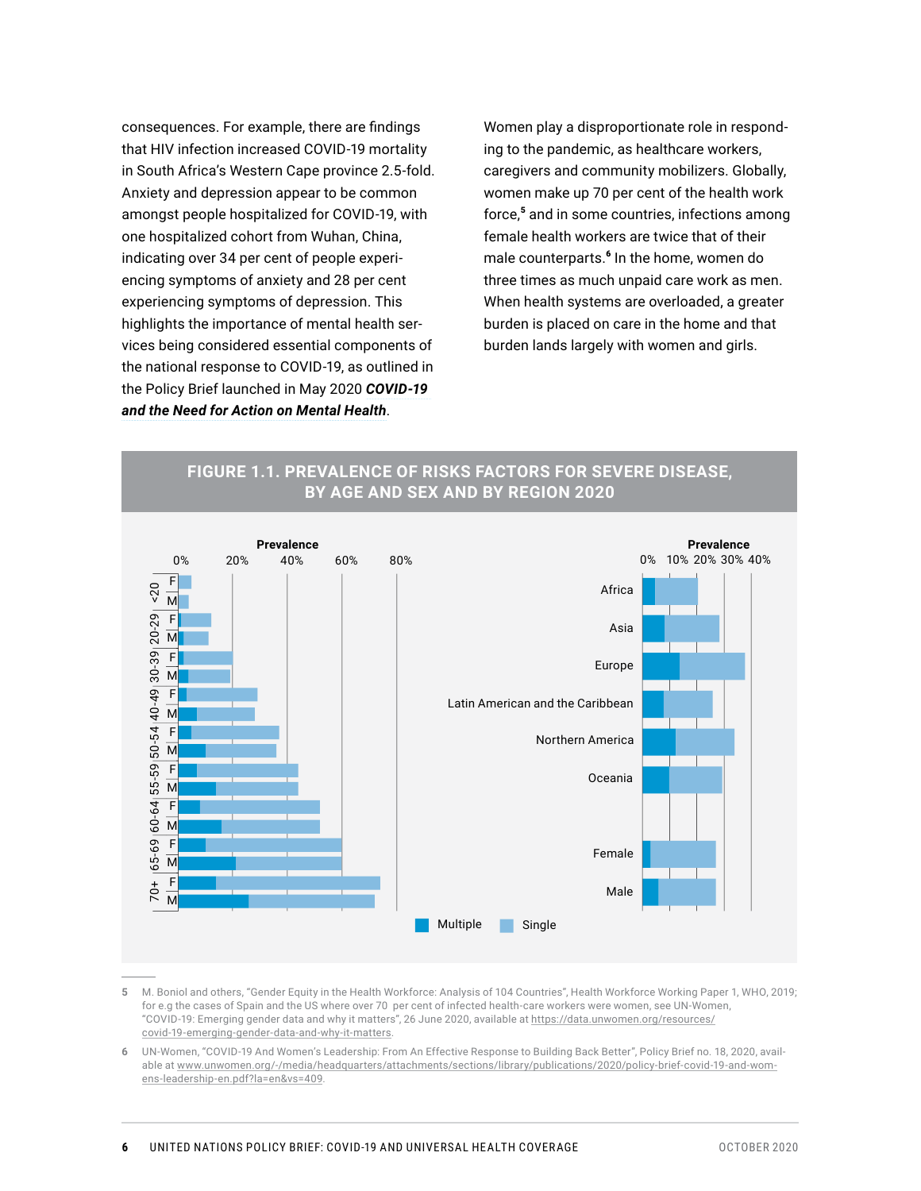consequences. For example, there are findings that HIV infection increased COVID-19 mortality in South Africa's Western Cape province 2.5-fold. Anxiety and depression appear to be common amongst people hospitalized for COVID-19, with one hospitalized cohort from Wuhan, China, indicating over 34 per cent of people experiencing symptoms of anxiety and 28 per cent experiencing symptoms of depression. This highlights the importance of mental health services being considered essential components of the national response to COVID-19, as outlined in the Policy Brief launched in May 2020 ***COVID-19 and the Need for Action on Mental Health***.

Women play a disproportionate role in responding to the pandemic, as healthcare workers, caregivers and community mobilizers. Globally, women make up 70 per cent of the health work force,[5] and in some countries, infections among female health workers are twice that of their male counterparts.[6] In the home, women do three times as much unpaid care work as men. When health systems are overloaded, a greater burden is placed on care in the home and that burden lands largely with women and girls.

**FIGURE 1.1. PREVALENCE OF RISKS FACTORS FOR SEVERE DISEASE, BY AGE AND SEX AND BY REGION 2020**

Prevalence: 0% 20% 40% 60% 80%

Age groups: <20, 20-29, 30-39, 40-49, 50-54, 55-59, 60-64, 65-69, 70+ (F / M)

Prevalence: 0% 10% 20% 30% 40%

Africa, Asia, Europe, Latin American and the Caribbean, Northern America, Oceania, Female, Male

Multiple | Single

5 M. Boniol and others, "Gender Equity in the Health Workforce: Analysis of 104 Countries", Health Workforce Working Paper 1, WHO, 2019; for e.g the cases of Spain and the US where over 70 per cent of infected health-care workers were women, see UN-Women, "COVID-19: Emerging gender data and why it matters", 26 June 2020, available at https://data.unwomen.org/resources/covid-19-emerging-gender-data-and-why-it-matters.

6 UN-Women, "COVID-19 And Women's Leadership: From An Effective Response to Building Back Better", Policy Brief no. 18, 2020, available at www.unwomen.org/-/media/headquarters/attachments/sections/library/publications/2020/policy-brief-covid-19-and-womens-leadership-en.pdf?la=en&vs=409.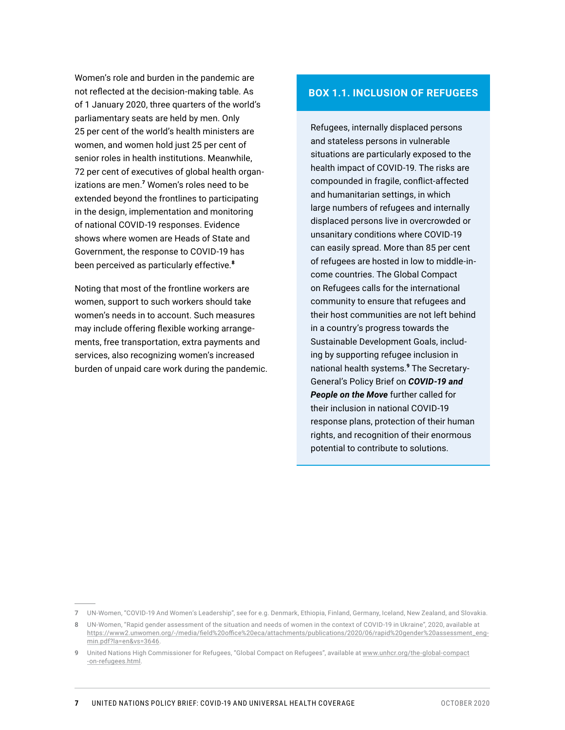Women's role and burden in the pandemic are not reflected at the decision-making table. As of 1 January 2020, three quarters of the world's parliamentary seats are held by men. Only 25 per cent of the world's health ministers are women, and women hold just 25 per cent of senior roles in health institutions. Meanwhile, 72 per cent of executives of global health organizations are men.[7] Women's roles need to be extended beyond the frontlines to participating in the design, implementation and monitoring of national COVID-19 responses. Evidence shows where women are Heads of State and Government, the response to COVID-19 has been perceived as particularly effective.[8]

Noting that most of the frontline workers are women, support to such workers should take women's needs in to account. Such measures may include offering flexible working arrangements, free transportation, extra payments and services, also recognizing women's increased burden of unpaid care work during the pandemic.

### BOX 1.1. INCLUSION OF REFUGEES

Refugees, internally displaced persons and stateless persons in vulnerable situations are particularly exposed to the health impact of COVID-19. The risks are compounded in fragile, conflict-affected and humanitarian settings, in which large numbers of refugees and internally displaced persons live in overcrowded or unsanitary conditions where COVID-19 can easily spread. More than 85 per cent of refugees are hosted in low to middle-income countries. The Global Compact on Refugees calls for the international community to ensure that refugees and their host communities are not left behind in a country's progress towards the Sustainable Development Goals, including by supporting refugee inclusion in national health systems.[9] The Secretary-General's Policy Brief on ***COVID-19 and People on the Move*** further called for their inclusion in national COVID-19 response plans, protection of their human rights, and recognition of their enormous potential to contribute to solutions.

---

7 UN-Women, "COVID-19 And Women's Leadership", see for e.g. Denmark, Ethiopia, Finland, Germany, Iceland, New Zealand, and Slovakia.

8 UN-Women, "Rapid gender assessment of the situation and needs of women in the context of COVID-19 in Ukraine", 2020, available at https://www2.unwomen.org/-/media/field%20office%20eca/attachments/publications/2020/06/rapid%20gender%20assessment_eng-min.pdf?la=en&vs=3646.

9 United Nations High Commissioner for Refugees, "Global Compact on Refugees", available at www.unhcr.org/the-global-compact-on-refugees.html.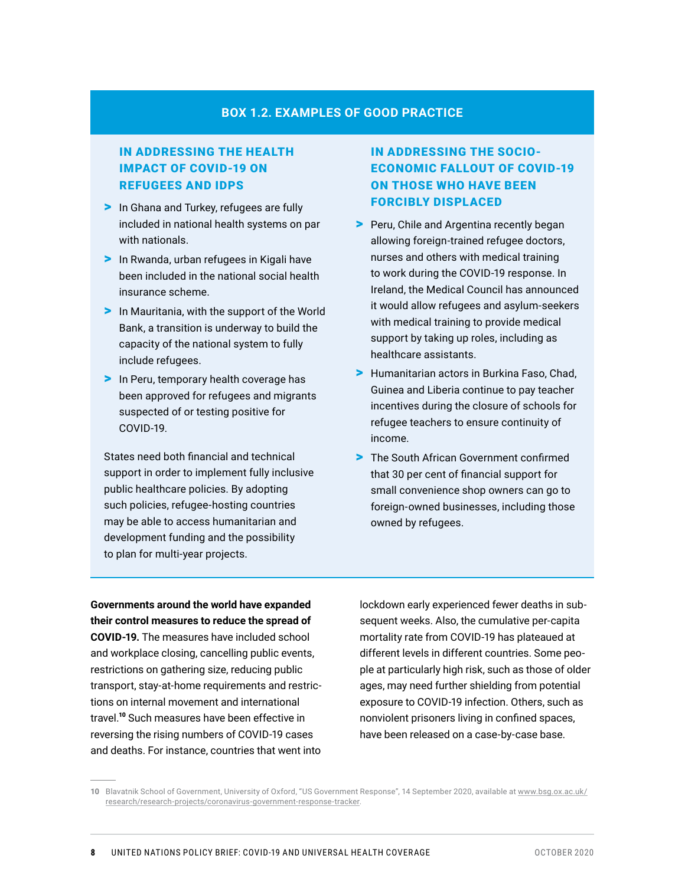## BOX 1.2. EXAMPLES OF GOOD PRACTICE

### IN ADDRESSING THE HEALTH IMPACT OF COVID-19 ON REFUGEES AND IDPS

- In Ghana and Turkey, refugees are fully included in national health systems on par with nationals.
- In Rwanda, urban refugees in Kigali have been included in the national social health insurance scheme.
- In Mauritania, with the support of the World Bank, a transition is underway to build the capacity of the national system to fully include refugees.
- In Peru, temporary health coverage has been approved for refugees and migrants suspected of or testing positive for COVID-19.

States need both financial and technical support in order to implement fully inclusive public healthcare policies. By adopting such policies, refugee-hosting countries may be able to access humanitarian and development funding and the possibility to plan for multi-year projects.

### IN ADDRESSING THE SOCIO-ECONOMIC FALLOUT OF COVID-19 ON THOSE WHO HAVE BEEN FORCIBLY DISPLACED

- Peru, Chile and Argentina recently began allowing foreign-trained refugee doctors, nurses and others with medical training to work during the COVID-19 response. In Ireland, the Medical Council has announced it would allow refugees and asylum-seekers with medical training to provide medical support by taking up roles, including as healthcare assistants.
- Humanitarian actors in Burkina Faso, Chad, Guinea and Liberia continue to pay teacher incentives during the closure of schools for refugee teachers to ensure continuity of income.
- The South African Government confirmed that 30 per cent of financial support for small convenience shop owners can go to foreign-owned businesses, including those owned by refugees.

**Governments around the world have expanded their control measures to reduce the spread of COVID-19.** The measures have included school and workplace closing, cancelling public events, restrictions on gathering size, reducing public transport, stay-at-home requirements and restrictions on internal movement and international travel.[10] Such measures have been effective in reversing the rising numbers of COVID-19 cases and deaths. For instance, countries that went into lockdown early experienced fewer deaths in subsequent weeks. Also, the cumulative per-capita mortality rate from COVID-19 has plateaued at different levels in different countries. Some people at particularly high risk, such as those of older ages, may need further shielding from potential exposure to COVID-19 infection. Others, such as nonviolent prisoners living in confined spaces, have been released on a case-by-case base.

---

10 Blavatnik School of Government, University of Oxford, "US Government Response", 14 September 2020, available at www.bsg.ox.ac.uk/research/research-projects/coronavirus-government-response-tracker.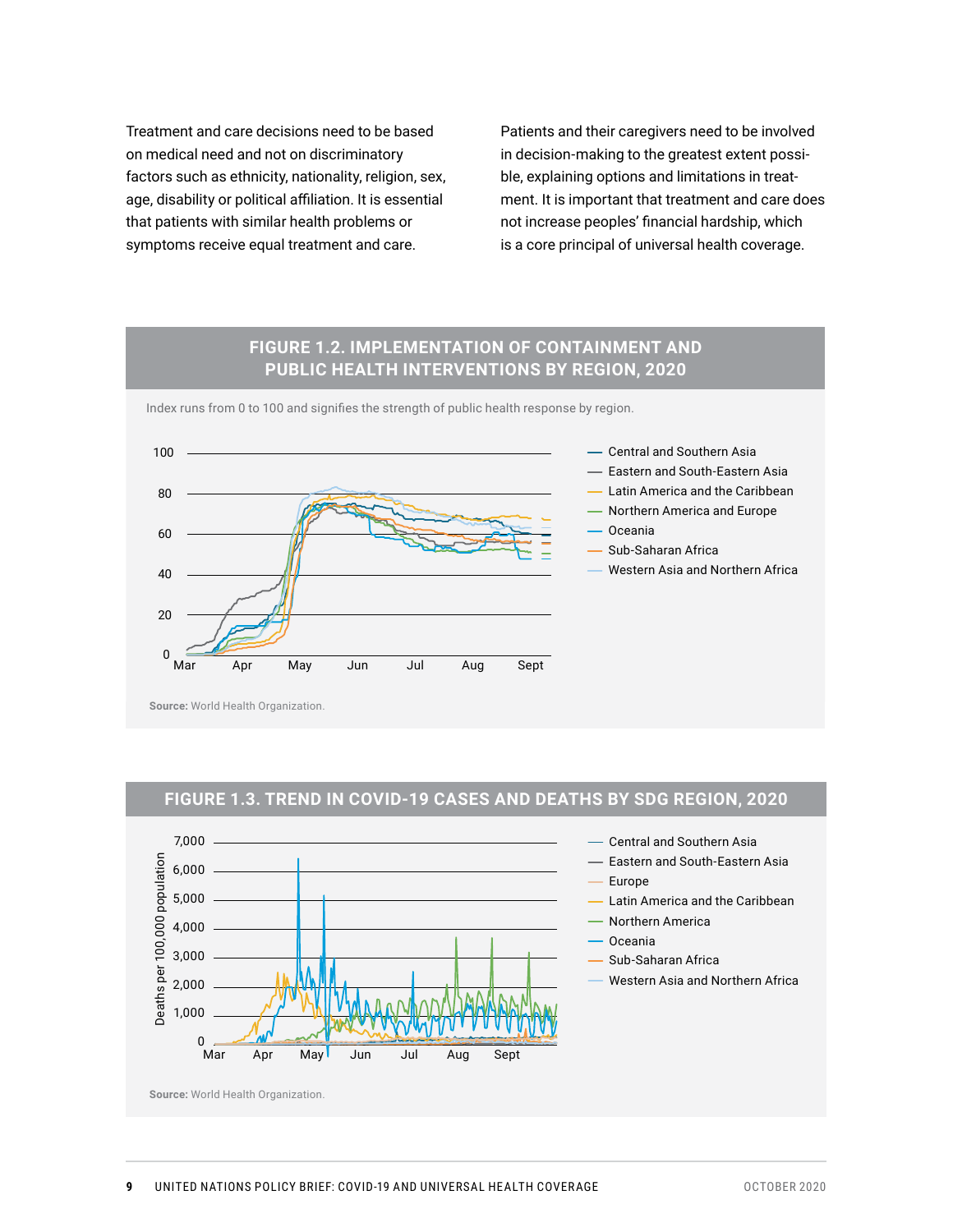Treatment and care decisions need to be based on medical need and not on discriminatory factors such as ethnicity, nationality, religion, sex, age, disability or political affiliation. It is essential that patients with similar health problems or symptoms receive equal treatment and care.

Patients and their caregivers need to be involved in decision-making to the greatest extent possible, explaining options and limitations in treatment. It is important that treatment and care does not increase peoples' financial hardship, which is a core principal of universal health coverage.

## FIGURE 1.2. IMPLEMENTATION OF CONTAINMENT AND PUBLIC HEALTH INTERVENTIONS BY REGION, 2020

Index runs from 0 to 100 and signifies the strength of public health response by region.

**Source:** World Health Organization.

## FIGURE 1.3. TREND IN COVID-19 CASES AND DEATHS BY SDG REGION, 2020

**Source:** World Health Organization.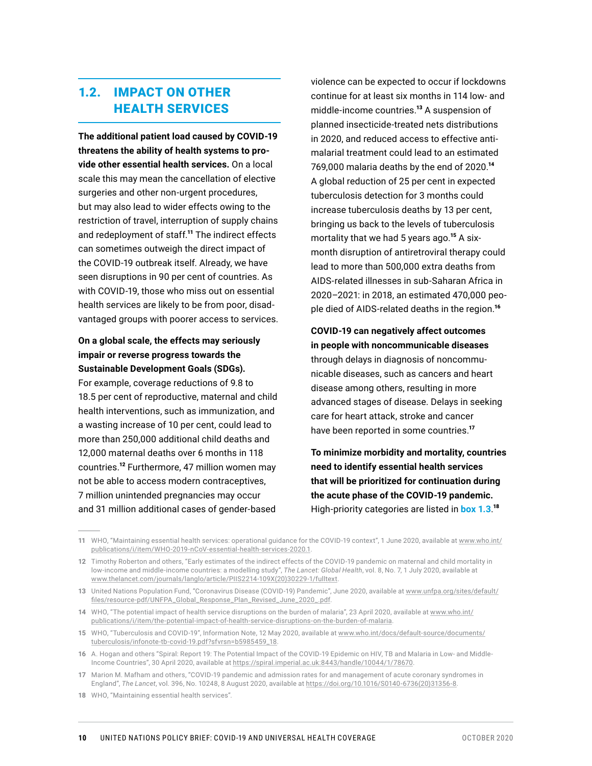## 1.2. IMPACT ON OTHER HEALTH SERVICES

**The additional patient load caused by COVID-19 threatens the ability of health systems to provide other essential health services.** On a local scale this may mean the cancellation of elective surgeries and other non-urgent procedures, but may also lead to wider effects owing to the restriction of travel, interruption of supply chains and redeployment of staff.[11] The indirect effects can sometimes outweigh the direct impact of the COVID-19 outbreak itself. Already, we have seen disruptions in 90 per cent of countries. As with COVID-19, those who miss out on essential health services are likely to be from poor, disadvantaged groups with poorer access to services.

**On a global scale, the effects may seriously impair or reverse progress towards the Sustainable Development Goals (SDGs).** For example, coverage reductions of 9.8 to 18.5 per cent of reproductive, maternal and child health interventions, such as immunization, and a wasting increase of 10 per cent, could lead to more than 250,000 additional child deaths and 12,000 maternal deaths over 6 months in 118 countries.[12] Furthermore, 47 million women may not be able to access modern contraceptives, 7 million unintended pregnancies may occur and 31 million additional cases of gender-based violence can be expected to occur if lockdowns continue for at least six months in 114 low- and middle-income countries.[13] A suspension of planned insecticide-treated nets distributions in 2020, and reduced access to effective anti-malarial treatment could lead to an estimated 769,000 malaria deaths by the end of 2020.[14] A global reduction of 25 per cent in expected tuberculosis detection for 3 months could increase tuberculosis deaths by 13 per cent, bringing us back to the levels of tuberculosis mortality that we had 5 years ago.[15] A six-month disruption of antiretroviral therapy could lead to more than 500,000 extra deaths from AIDS-related illnesses in sub-Saharan Africa in 2020–2021: in 2018, an estimated 470,000 people died of AIDS-related deaths in the region.[16]

**COVID-19 can negatively affect outcomes in people with noncommunicable diseases** through delays in diagnosis of noncommunicable diseases, such as cancers and heart disease among others, resulting in more advanced stages of disease. Delays in seeking care for heart attack, stroke and cancer have been reported in some countries.[17]

**To minimize morbidity and mortality, countries need to identify essential health services that will be prioritized for continuation during the acute phase of the COVID-19 pandemic.** High-priority categories are listed in box 1.3.[18]

---

11 WHO, "Maintaining essential health services: operational guidance for the COVID-19 context", 1 June 2020, available at www.who.int/publications/i/item/WHO-2019-nCoV-essential-health-services-2020.1.

12 Timothy Roberton and others, "Early estimates of the indirect effects of the COVID-19 pandemic on maternal and child mortality in low-income and middle-income countries: a modelling study", *The Lancet: Global Health*, vol. 8, No. 7, 1 July 2020, available at www.thelancet.com/journals/langlo/article/PIIS2214-109X(20)30229-1/fulltext.

13 United Nations Population Fund, "Coronavirus Disease (COVID-19) Pandemic", June 2020, available at www.unfpa.org/sites/default/files/resource-pdf/UNFPA_Global_Response_Plan_Revised_June_2020_.pdf.

14 WHO, "The potential impact of health service disruptions on the burden of malaria", 23 April 2020, available at www.who.int/publications/i/item/the-potential-impact-of-health-service-disruptions-on-the-burden-of-malaria.

15 WHO, "Tuberculosis and COVID-19", Information Note, 12 May 2020, available at www.who.int/docs/default-source/documents/tuberculosis/infonote-tb-covid-19.pdf?sfvrsn=b5985459_18.

16 A. Hogan and others "Spiral: Report 19: The Potential Impact of the COVID-19 Epidemic on HIV, TB and Malaria in Low- and Middle-Income Countries", 30 April 2020, available at https://spiral.imperial.ac.uk:8443/handle/10044/1/78670.

17 Marion M. Mafham and others, "COVID-19 pandemic and admission rates for and management of acute coronary syndromes in England", *The Lancet*, vol. 396, No. 10248, 8 August 2020, available at https://doi.org/10.1016/S0140-6736(20)31356-8.

18 WHO, "Maintaining essential health services".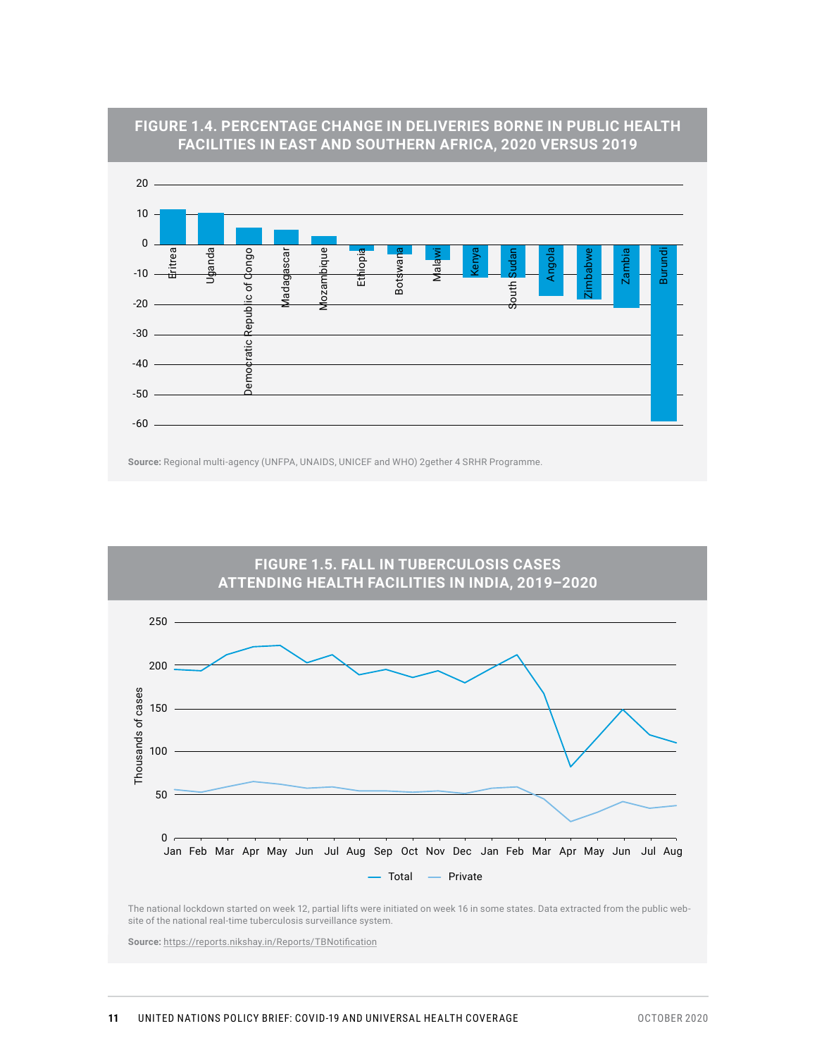### FIGURE 1.4. PERCENTAGE CHANGE IN DELIVERIES BORNE IN PUBLIC HEALTH FACILITIES IN EAST AND SOUTHERN AFRICA, 2020 VERSUS 2019

**Source:** Regional multi-agency (UNFPA, UNAIDS, UNICEF and WHO) 2gether 4 SRHR Programme.

### FIGURE 1.5. FALL IN TUBERCULOSIS CASES ATTENDING HEALTH FACILITIES IN INDIA, 2019–2020

The national lockdown started on week 12, partial lifts were initiated on week 16 in some states. Data extracted from the public website of the national real-time tuberculosis surveillance system.

**Source:** https://reports.nikshay.in/Reports/TBNotification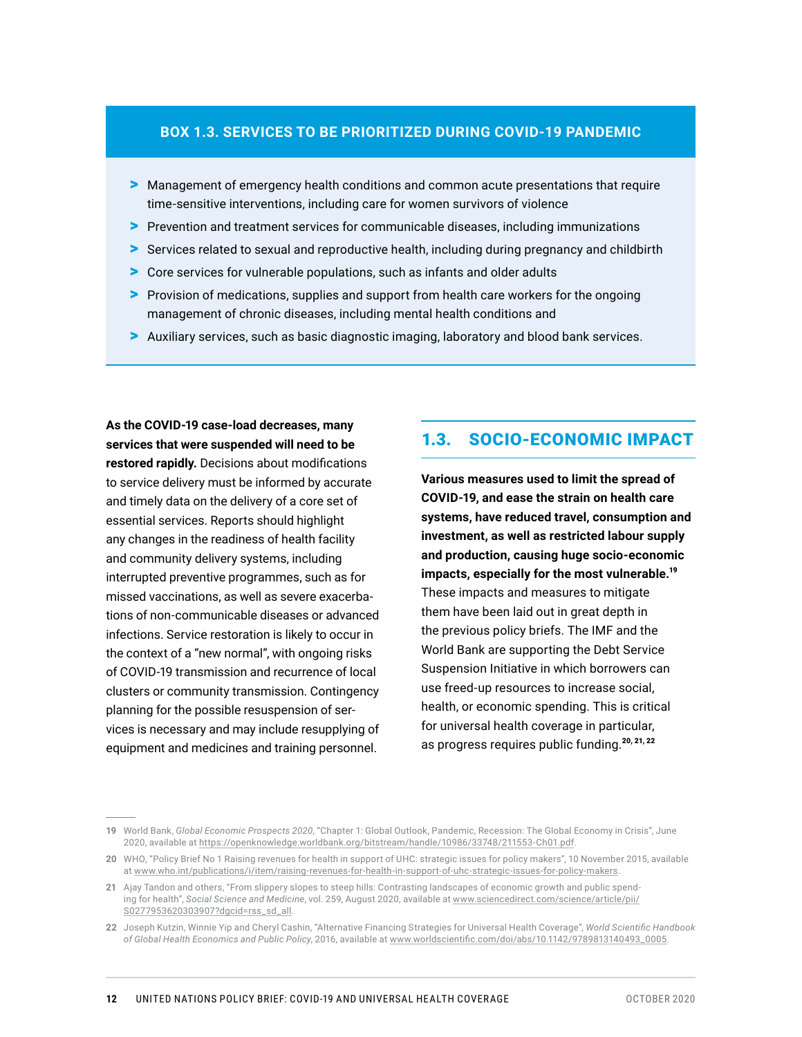**BOX 1.3. SERVICES TO BE PRIORITIZED DURING COVID-19 PANDEMIC**

- Management of emergency health conditions and common acute presentations that require time-sensitive interventions, including care for women survivors of violence
- Prevention and treatment services for communicable diseases, including immunizations
- Services related to sexual and reproductive health, including during pregnancy and childbirth
- Core services for vulnerable populations, such as infants and older adults
- Provision of medications, supplies and support from health care workers for the ongoing management of chronic diseases, including mental health conditions and
- Auxiliary services, such as basic diagnostic imaging, laboratory and blood bank services.

**As the COVID-19 case-load decreases, many services that were suspended will need to be restored rapidly.** Decisions about modifications to service delivery must be informed by accurate and timely data on the delivery of a core set of essential services. Reports should highlight any changes in the readiness of health facility and community delivery systems, including interrupted preventive programmes, such as for missed vaccinations, as well as severe exacerbations of non-communicable diseases or advanced infections. Service restoration is likely to occur in the context of a "new normal", with ongoing risks of COVID-19 transmission and recurrence of local clusters or community transmission. Contingency planning for the possible resuspension of services is necessary and may include resupplying of equipment and medicines and training personnel.

## 1.3. SOCIO-ECONOMIC IMPACT

**Various measures used to limit the spread of COVID-19, and ease the strain on health care systems, have reduced travel, consumption and investment, as well as restricted labour supply and production, causing huge socio-economic impacts, especially for the most vulnerable.**[19] These impacts and measures to mitigate them have been laid out in great depth in the previous policy briefs. The IMF and the World Bank are supporting the Debt Service Suspension Initiative in which borrowers can use freed-up resources to increase social, health, or economic spending. This is critical for universal health coverage in particular, as progress requires public funding.[20, 21, 22]

---

19 World Bank, *Global Economic Prospects 2020*, "Chapter 1: Global Outlook, Pandemic, Recession: The Global Economy in Crisis", June 2020, available at https://openknowledge.worldbank.org/bitstream/handle/10986/33748/211553-Ch01.pdf.

20 WHO, "Policy Brief No 1 Raising revenues for health in support of UHC: strategic issues for policy makers", 10 November 2015, available at www.who.int/publications/i/item/raising-revenues-for-health-in-support-of-uhc-strategic-issues-for-policy-makers.

21 Ajay Tandon and others, "From slippery slopes to steep hills: Contrasting landscapes of economic growth and public spending for health", *Social Science and Medicine*, vol. 259, August 2020, available at www.sciencedirect.com/science/article/pii/S0277953620303907?dgcid=rss_sd_all.

22 Joseph Kutzin, Winnie Yip and Cheryl Cashin, "Alternative Financing Strategies for Universal Health Coverage", *World Scientific Handbook of Global Health Economics and Public Policy*, 2016, available at www.worldscientific.com/doi/abs/10.1142/9789813140493_0005.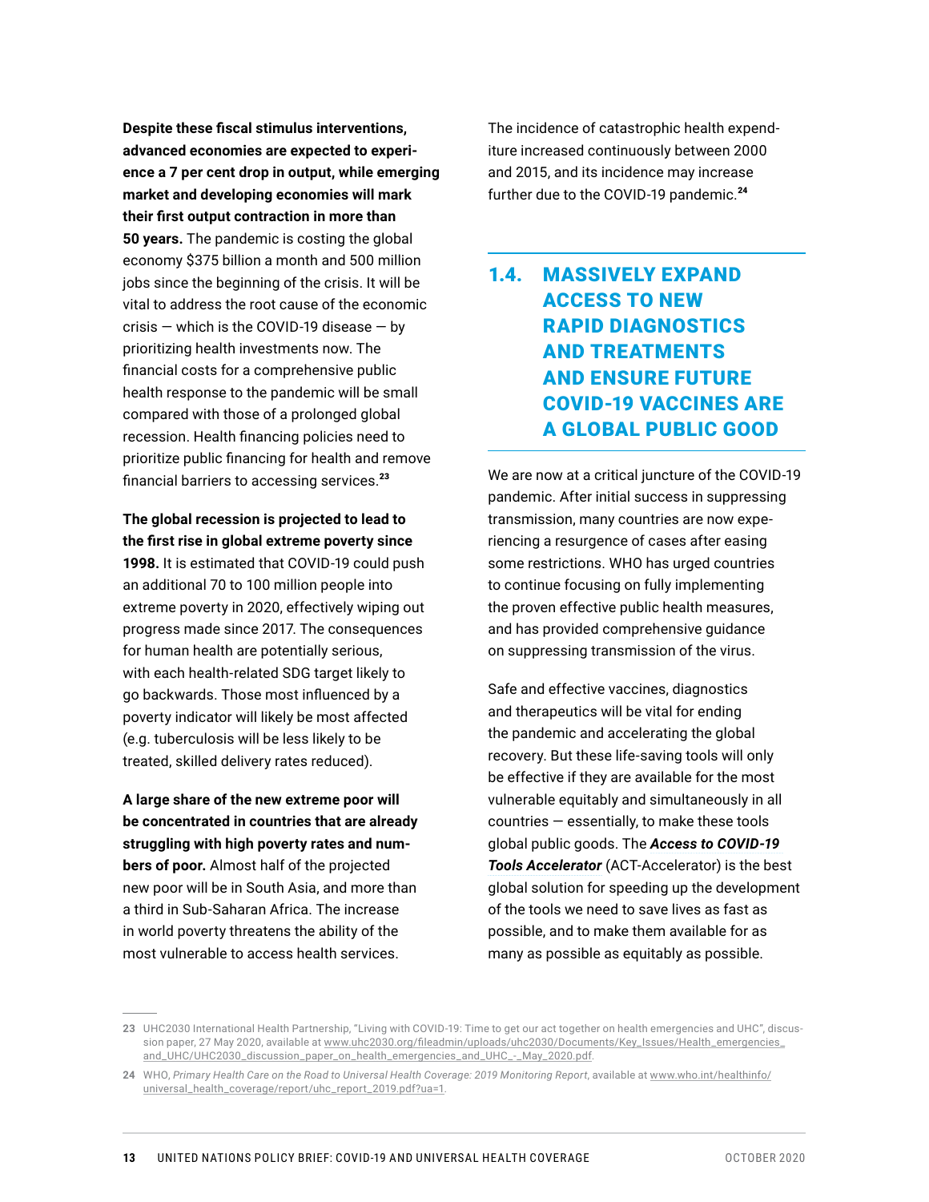**Despite these fiscal stimulus interventions, advanced economies are expected to experience a 7 per cent drop in output, while emerging market and developing economies will mark their first output contraction in more than 50 years.** The pandemic is costing the global economy $375 billion a month and 500 million jobs since the beginning of the crisis. It will be vital to address the root cause of the economic crisis — which is the COVID-19 disease — by prioritizing health investments now. The financial costs for a comprehensive public health response to the pandemic will be small compared with those of a prolonged global recession. Health financing policies need to prioritize public financing for health and remove financial barriers to accessing services.[23]

**The global recession is projected to lead to the first rise in global extreme poverty since 1998.** It is estimated that COVID-19 could push an additional 70 to 100 million people into extreme poverty in 2020, effectively wiping out progress made since 2017. The consequences for human health are potentially serious, with each health-related SDG target likely to go backwards. Those most influenced by a poverty indicator will likely be most affected (e.g. tuberculosis will be less likely to be treated, skilled delivery rates reduced).

**A large share of the new extreme poor will be concentrated in countries that are already struggling with high poverty rates and numbers of poor.** Almost half of the projected new poor will be in South Asia, and more than a third in Sub-Saharan Africa. The increase in world poverty threatens the ability of the most vulnerable to access health services.

The incidence of catastrophic health expenditure increased continuously between 2000 and 2015, and its incidence may increase further due to the COVID-19 pandemic.[24]

## 1.4. MASSIVELY EXPAND ACCESS TO NEW RAPID DIAGNOSTICS AND TREATMENTS AND ENSURE FUTURE COVID-19 VACCINES ARE A GLOBAL PUBLIC GOOD

We are now at a critical juncture of the COVID-19 pandemic. After initial success in suppressing transmission, many countries are now experiencing a resurgence of cases after easing some restrictions. WHO has urged countries to continue focusing on fully implementing the proven effective public health measures, and has provided comprehensive guidance on suppressing transmission of the virus.

Safe and effective vaccines, diagnostics and therapeutics will be vital for ending the pandemic and accelerating the global recovery. But these life-saving tools will only be effective if they are available for the most vulnerable equitably and simultaneously in all countries — essentially, to make these tools global public goods. The ***Access to COVID-19 Tools Accelerator*** (ACT-Accelerator) is the best global solution for speeding up the development of the tools we need to save lives as fast as possible, and to make them available for as many as possible as equitably as possible.

---

23 UHC2030 International Health Partnership, "Living with COVID-19: Time to get our act together on health emergencies and UHC", discussion paper, 27 May 2020, available at www.uhc2030.org/fileadmin/uploads/uhc2030/Documents/Key_Issues/Health_emergencies_and_UHC/UHC2030_discussion_paper_on_health_emergencies_and_UHC_-_May_2020.pdf.

24 WHO, *Primary Health Care on the Road to Universal Health Coverage: 2019 Monitoring Report*, available at www.who.int/healthinfo/universal_health_coverage/report/uhc_report_2019.pdf?ua=1.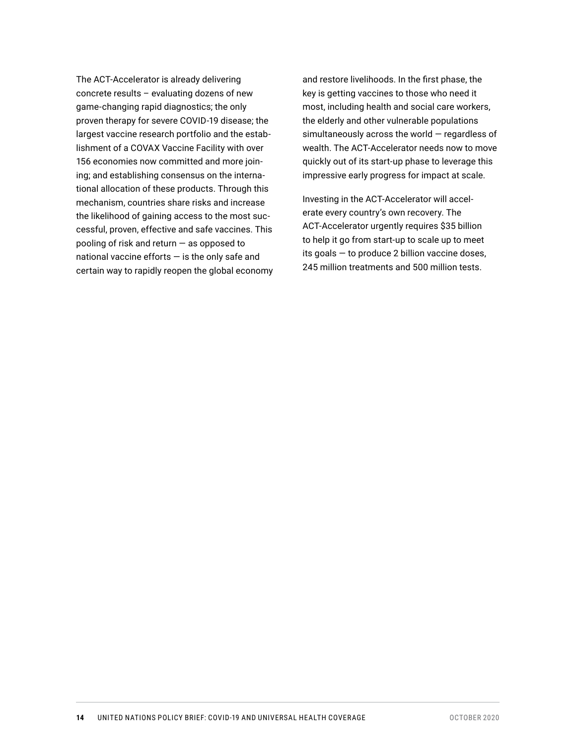The ACT-Accelerator is already delivering concrete results – evaluating dozens of new game-changing rapid diagnostics; the only proven therapy for severe COVID-19 disease; the largest vaccine research portfolio and the establishment of a COVAX Vaccine Facility with over 156 economies now committed and more joining; and establishing consensus on the international allocation of these products. Through this mechanism, countries share risks and increase the likelihood of gaining access to the most successful, proven, effective and safe vaccines. This pooling of risk and return — as opposed to national vaccine efforts — is the only safe and certain way to rapidly reopen the global economy and restore livelihoods. In the first phase, the key is getting vaccines to those who need it most, including health and social care workers, the elderly and other vulnerable populations simultaneously across the world — regardless of wealth. The ACT-Accelerator needs now to move quickly out of its start-up phase to leverage this impressive early progress for impact at scale.

Investing in the ACT-Accelerator will accelerate every country's own recovery. The ACT-Accelerator urgently requires $35 billion to help it go from start-up to scale up to meet its goals — to produce 2 billion vaccine doses, 245 million treatments and 500 million tests.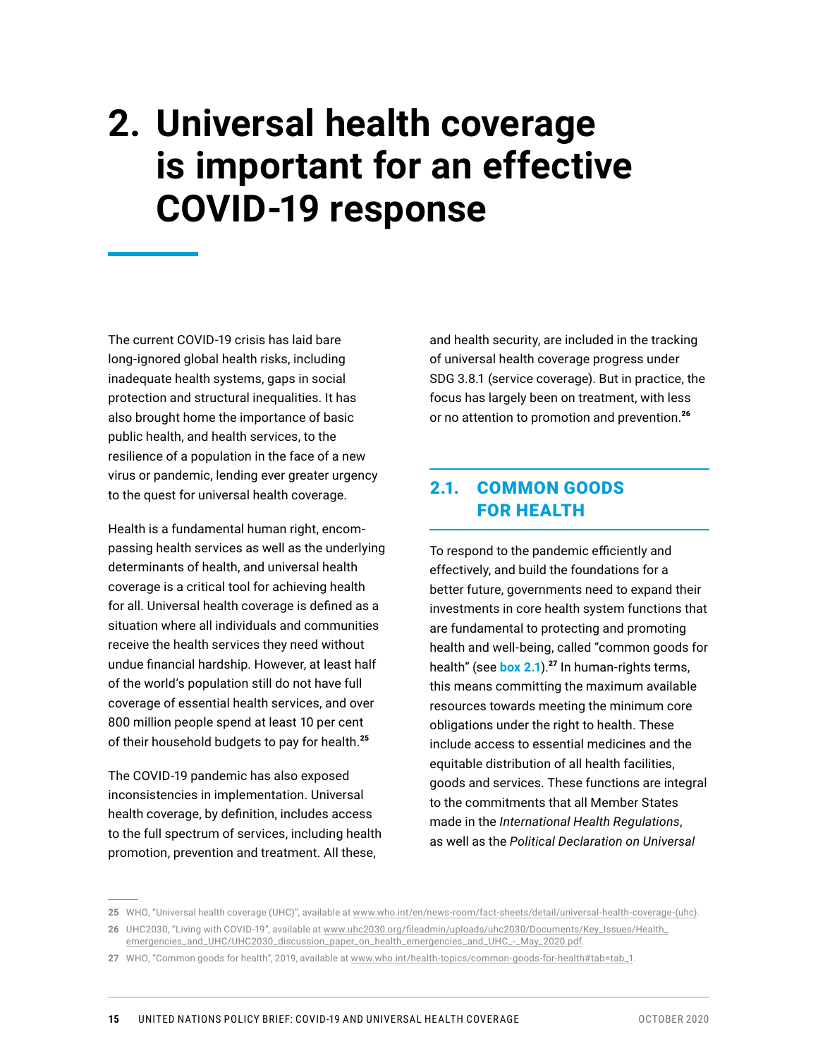# 2. Universal health coverage is important for an effective COVID-19 response

The current COVID-19 crisis has laid bare long-ignored global health risks, including inadequate health systems, gaps in social protection and structural inequalities. It has also brought home the importance of basic public health, and health services, to the resilience of a population in the face of a new virus or pandemic, lending ever greater urgency to the quest for universal health coverage.

Health is a fundamental human right, encompassing health services as well as the underlying determinants of health, and universal health coverage is a critical tool for achieving health for all. Universal health coverage is defined as a situation where all individuals and communities receive the health services they need without undue financial hardship. However, at least half of the world's population still do not have full coverage of essential health services, and over 800 million people spend at least 10 per cent of their household budgets to pay for health.[25]

The COVID-19 pandemic has also exposed inconsistencies in implementation. Universal health coverage, by definition, includes access to the full spectrum of services, including health promotion, prevention and treatment. All these, and health security, are included in the tracking of universal health coverage progress under SDG 3.8.1 (service coverage). But in practice, the focus has largely been on treatment, with less or no attention to promotion and prevention.[26]

## 2.1. COMMON GOODS FOR HEALTH

To respond to the pandemic efficiently and effectively, and build the foundations for a better future, governments need to expand their investments in core health system functions that are fundamental to protecting and promoting health and well-being, called "common goods for health" (see **box 2.1**).[27] In human-rights terms, this means committing the maximum available resources towards meeting the minimum core obligations under the right to health. These include access to essential medicines and the equitable distribution of all health facilities, goods and services. These functions are integral to the commitments that all Member States made in the *International Health Regulations*, as well as the *Political Declaration on Universal*

---

25 WHO, "Universal health coverage (UHC)", available at www.who.int/en/news-room/fact-sheets/detail/universal-health-coverage-(uhc).

26 UHC2030, "Living with COVID-19", available at www.uhc2030.org/fileadmin/uploads/uhc2030/Documents/Key_Issues/Health_emergencies_and_UHC/UHC2030_discussion_paper_on_health_emergencies_and_UHC_-_May_2020.pdf.

27 WHO, "Common goods for health", 2019, available at www.who.int/health-topics/common-goods-for-health#tab=tab_1.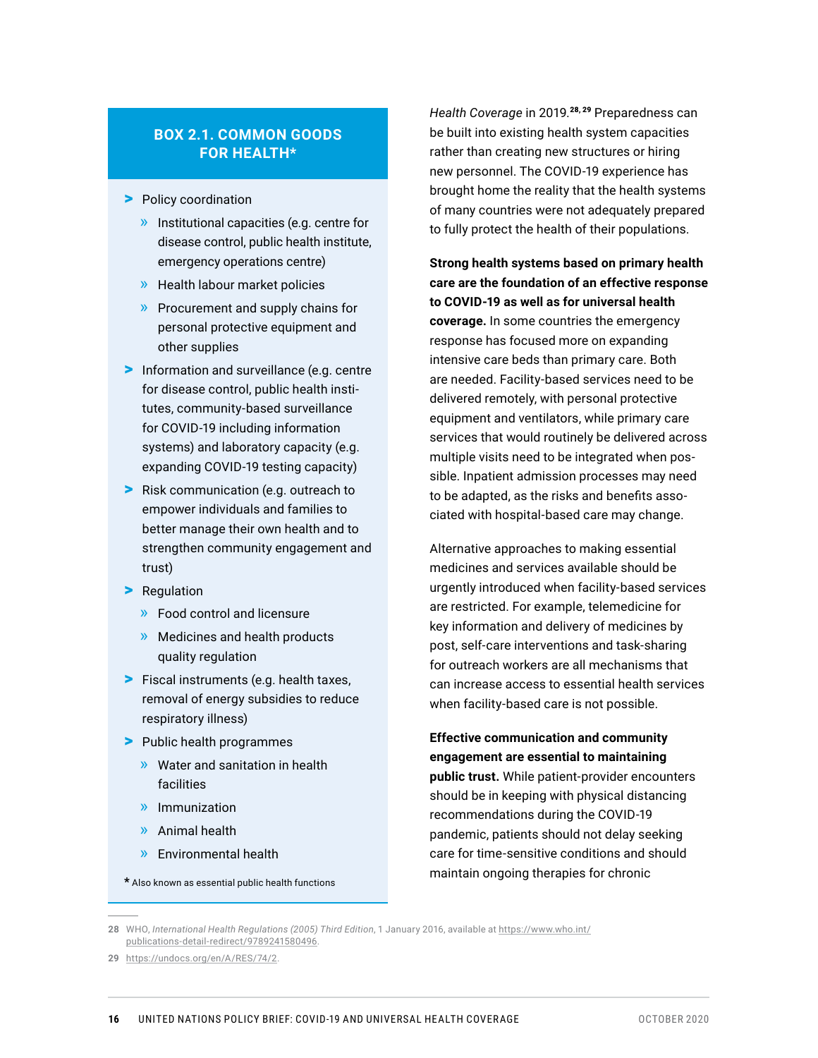### BOX 2.1. COMMON GOODS FOR HEALTH*

- Policy coordination
  - Institutional capacities (e.g. centre for disease control, public health institute, emergency operations centre)
  - Health labour market policies
  - Procurement and supply chains for personal protective equipment and other supplies
- Information and surveillance (e.g. centre for disease control, public health institutes, community-based surveillance for COVID-19 including information systems) and laboratory capacity (e.g. expanding COVID-19 testing capacity)
- Risk communication (e.g. outreach to empower individuals and families to better manage their own health and to strengthen community engagement and trust)
- Regulation
  - Food control and licensure
  - Medicines and health products quality regulation
- Fiscal instruments (e.g. health taxes, removal of energy subsidies to reduce respiratory illness)
- Public health programmes
  - Water and sanitation in health facilities
  - Immunization
  - Animal health
  - Environmental health

\* Also known as essential public health functions

*Health Coverage* in 2019.[28, 29] Preparedness can be built into existing health system capacities rather than creating new structures or hiring new personnel. The COVID-19 experience has brought home the reality that the health systems of many countries were not adequately prepared to fully protect the health of their populations.

**Strong health systems based on primary health care are the foundation of an effective response to COVID-19 as well as for universal health coverage.** In some countries the emergency response has focused more on expanding intensive care beds than primary care. Both are needed. Facility-based services need to be delivered remotely, with personal protective equipment and ventilators, while primary care services that would routinely be delivered across multiple visits need to be integrated when possible. Inpatient admission processes may need to be adapted, as the risks and benefits associated with hospital-based care may change.

Alternative approaches to making essential medicines and services available should be urgently introduced when facility-based services are restricted. For example, telemedicine for key information and delivery of medicines by post, self-care interventions and task-sharing for outreach workers are all mechanisms that can increase access to essential health services when facility-based care is not possible.

**Effective communication and community engagement are essential to maintaining public trust.** While patient-provider encounters should be in keeping with physical distancing recommendations during the COVID-19 pandemic, patients should not delay seeking care for time-sensitive conditions and should maintain ongoing therapies for chronic

---

28 WHO, *International Health Regulations (2005) Third Edition*, 1 January 2016, available at https://www.who.int/publications-detail-redirect/9789241580496.

29 https://undocs.org/en/A/RES/74/2.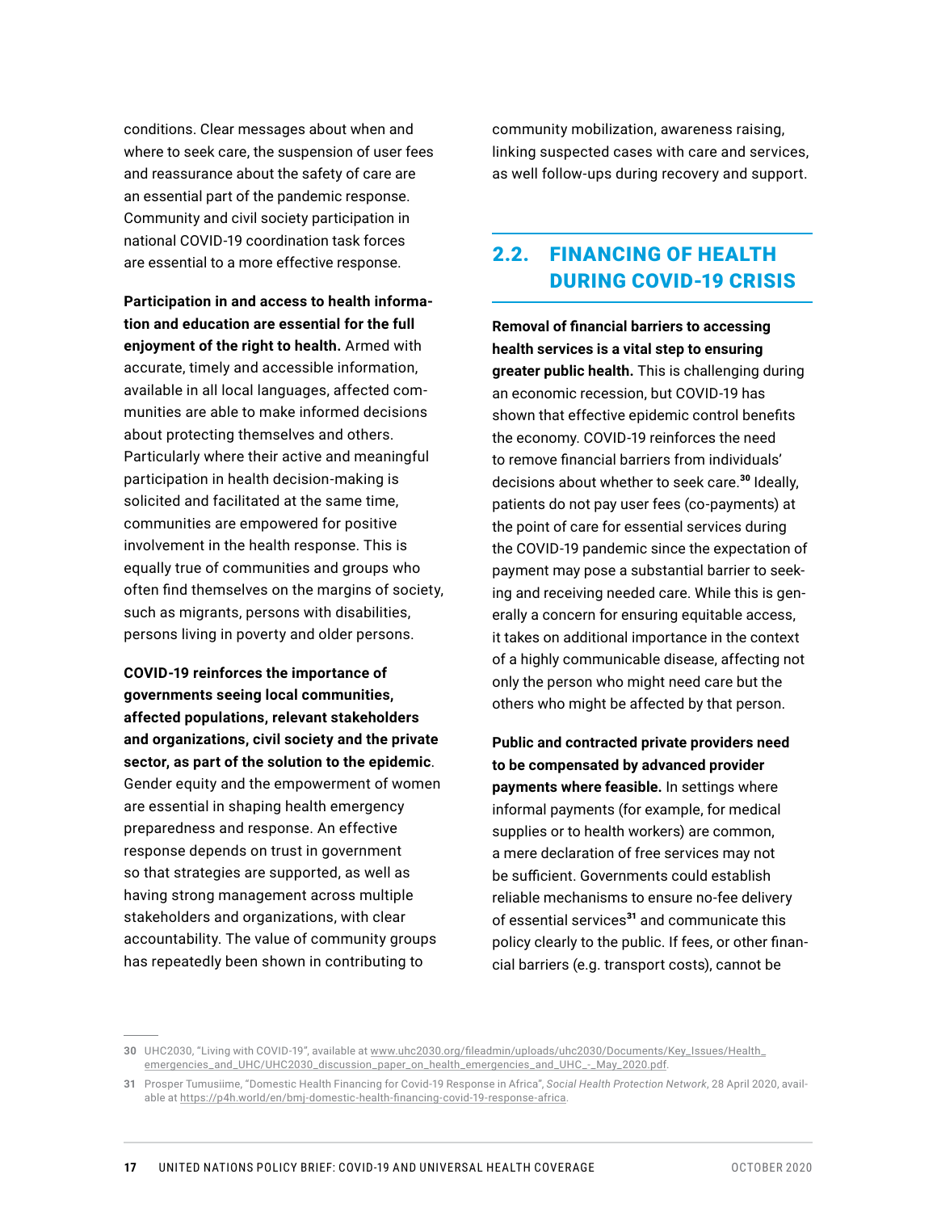conditions. Clear messages about when and where to seek care, the suspension of user fees and reassurance about the safety of care are an essential part of the pandemic response. Community and civil society participation in national COVID-19 coordination task forces are essential to a more effective response.

**Participation in and access to health information and education are essential for the full enjoyment of the right to health.** Armed with accurate, timely and accessible information, available in all local languages, affected communities are able to make informed decisions about protecting themselves and others. Particularly where their active and meaningful participation in health decision-making is solicited and facilitated at the same time, communities are empowered for positive involvement in the health response. This is equally true of communities and groups who often find themselves on the margins of society, such as migrants, persons with disabilities, persons living in poverty and older persons.

**COVID-19 reinforces the importance of governments seeing local communities, affected populations, relevant stakeholders and organizations, civil society and the private sector, as part of the solution to the epidemic**. Gender equity and the empowerment of women are essential in shaping health emergency preparedness and response. An effective response depends on trust in government so that strategies are supported, as well as having strong management across multiple stakeholders and organizations, with clear accountability. The value of community groups has repeatedly been shown in contributing to community mobilization, awareness raising, linking suspected cases with care and services, as well follow-ups during recovery and support.

## 2.2. FINANCING OF HEALTH DURING COVID-19 CRISIS

**Removal of financial barriers to accessing health services is a vital step to ensuring greater public health.** This is challenging during an economic recession, but COVID-19 has shown that effective epidemic control benefits the economy. COVID-19 reinforces the need to remove financial barriers from individuals' decisions about whether to seek care.[30] Ideally, patients do not pay user fees (co-payments) at the point of care for essential services during the COVID-19 pandemic since the expectation of payment may pose a substantial barrier to seeking and receiving needed care. While this is generally a concern for ensuring equitable access, it takes on additional importance in the context of a highly communicable disease, affecting not only the person who might need care but the others who might be affected by that person.

**Public and contracted private providers need to be compensated by advanced provider payments where feasible.** In settings where informal payments (for example, for medical supplies or to health workers) are common, a mere declaration of free services may not be sufficient. Governments could establish reliable mechanisms to ensure no-fee delivery of essential services[31] and communicate this policy clearly to the public. If fees, or other financial barriers (e.g. transport costs), cannot be

---

30 UHC2030, "Living with COVID-19", available at www.uhc2030.org/fileadmin/uploads/uhc2030/Documents/Key_Issues/Health_emergencies_and_UHC/UHC2030_discussion_paper_on_health_emergencies_and_UHC_-_May_2020.pdf.

31 Prosper Tumusiime, "Domestic Health Financing for Covid-19 Response in Africa", *Social Health Protection Network*, 28 April 2020, available at https://p4h.world/en/bmj-domestic-health-financing-covid-19-response-africa.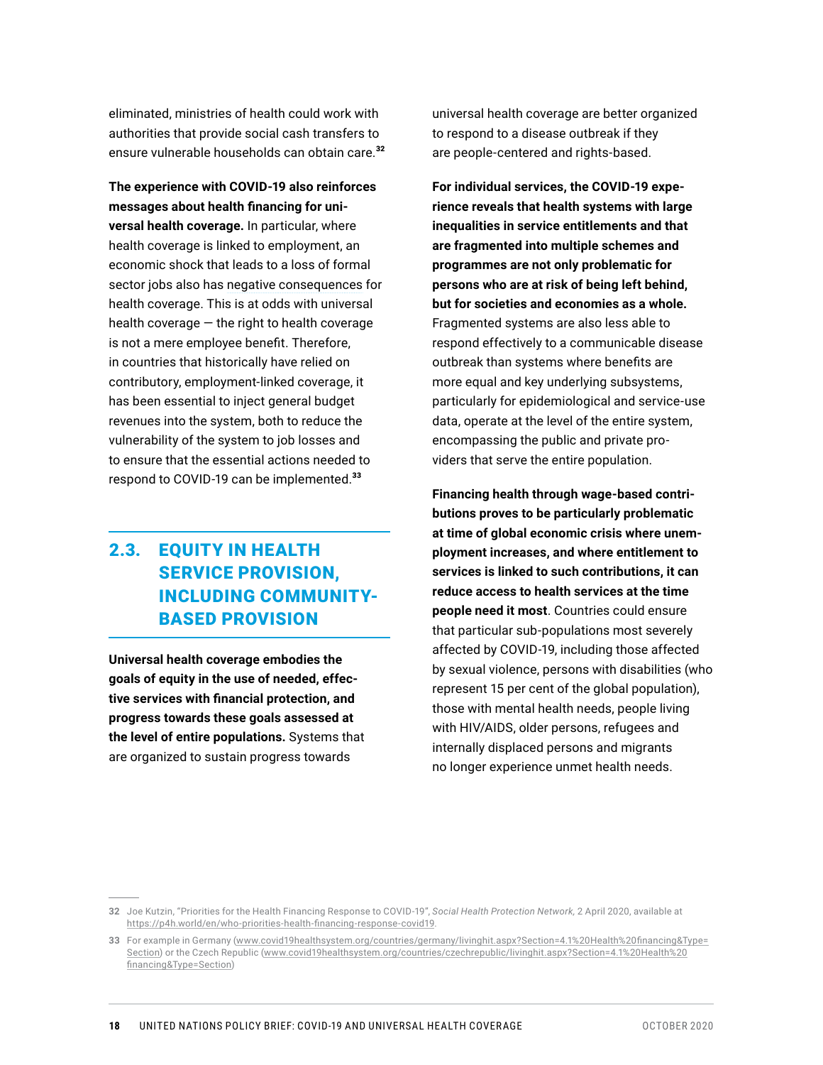eliminated, ministries of health could work with authorities that provide social cash transfers to ensure vulnerable households can obtain care.[32]

**The experience with COVID-19 also reinforces messages about health financing for universal health coverage.** In particular, where health coverage is linked to employment, an economic shock that leads to a loss of formal sector jobs also has negative consequences for health coverage. This is at odds with universal health coverage — the right to health coverage is not a mere employee benefit. Therefore, in countries that historically have relied on contributory, employment-linked coverage, it has been essential to inject general budget revenues into the system, both to reduce the vulnerability of the system to job losses and to ensure that the essential actions needed to respond to COVID-19 can be implemented.[33]

## 2.3. EQUITY IN HEALTH SERVICE PROVISION, INCLUDING COMMUNITY-BASED PROVISION

**Universal health coverage embodies the goals of equity in the use of needed, effective services with financial protection, and progress towards these goals assessed at the level of entire populations.** Systems that are organized to sustain progress towards universal health coverage are better organized to respond to a disease outbreak if they are people-centered and rights-based.

**For individual services, the COVID-19 experience reveals that health systems with large inequalities in service entitlements and that are fragmented into multiple schemes and programmes are not only problematic for persons who are at risk of being left behind, but for societies and economies as a whole.** Fragmented systems are also less able to respond effectively to a communicable disease outbreak than systems where benefits are more equal and key underlying subsystems, particularly for epidemiological and service-use data, operate at the level of the entire system, encompassing the public and private providers that serve the entire population.

**Financing health through wage-based contributions proves to be particularly problematic at time of global economic crisis where unemployment increases, and where entitlement to services is linked to such contributions, it can reduce access to health services at the time people need it most**. Countries could ensure that particular sub-populations most severely affected by COVID-19, including those affected by sexual violence, persons with disabilities (who represent 15 per cent of the global population), those with mental health needs, people living with HIV/AIDS, older persons, refugees and internally displaced persons and migrants no longer experience unmet health needs.

---

32 Joe Kutzin, "Priorities for the Health Financing Response to COVID-19", *Social Health Protection Network*, 2 April 2020, available at https://p4h.world/en/who-priorities-health-financing-response-covid19.

33 For example in Germany (www.covid19healthsystem.org/countries/germany/livinghit.aspx?Section=4.1%20Health%20financing&Type=Section) or the Czech Republic (www.covid19healthsystem.org/countries/czechrepublic/livinghit.aspx?Section=4.1%20Health%20financing&Type=Section)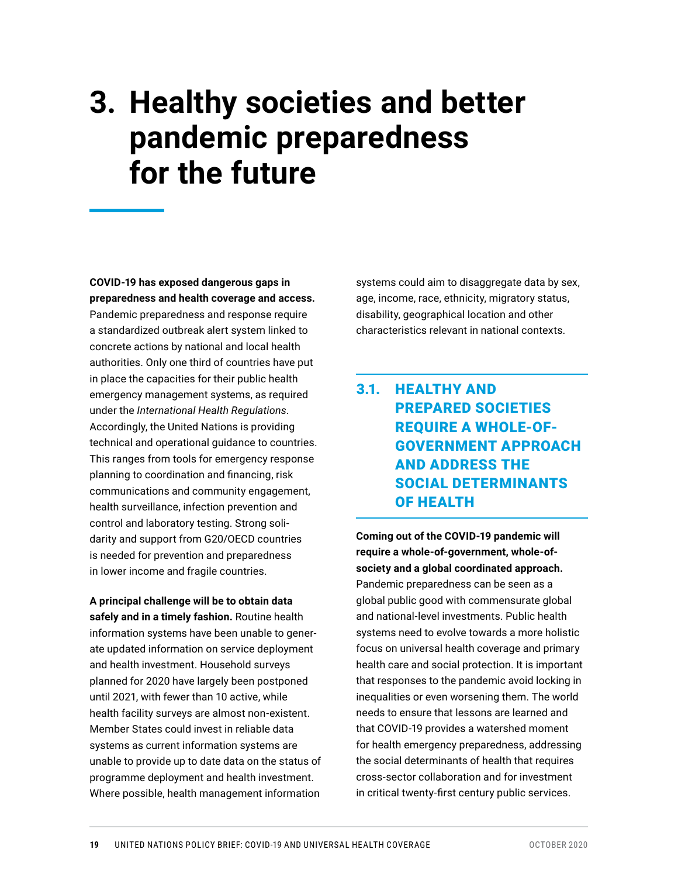# 3. Healthy societies and better pandemic preparedness for the future

**COVID-19 has exposed dangerous gaps in preparedness and health coverage and access.** Pandemic preparedness and response require a standardized outbreak alert system linked to concrete actions by national and local health authorities. Only one third of countries have put in place the capacities for their public health emergency management systems, as required under the *International Health Regulations*. Accordingly, the United Nations is providing technical and operational guidance to countries. This ranges from tools for emergency response planning to coordination and financing, risk communications and community engagement, health surveillance, infection prevention and control and laboratory testing. Strong solidarity and support from G20/OECD countries is needed for prevention and preparedness in lower income and fragile countries.

**A principal challenge will be to obtain data safely and in a timely fashion.** Routine health information systems have been unable to generate updated information on service deployment and health investment. Household surveys planned for 2020 have largely been postponed until 2021, with fewer than 10 active, while health facility surveys are almost non-existent. Member States could invest in reliable data systems as current information systems are unable to provide up to date data on the status of programme deployment and health investment. Where possible, health management information systems could aim to disaggregate data by sex, age, income, race, ethnicity, migratory status, disability, geographical location and other characteristics relevant in national contexts.

## 3.1. HEALTHY AND PREPARED SOCIETIES REQUIRE A WHOLE-OF-GOVERNMENT APPROACH AND ADDRESS THE SOCIAL DETERMINANTS OF HEALTH

**Coming out of the COVID-19 pandemic will require a whole-of-government, whole-of-society and a global coordinated approach.** Pandemic preparedness can be seen as a global public good with commensurate global and national-level investments. Public health systems need to evolve towards a more holistic focus on universal health coverage and primary health care and social protection. It is important that responses to the pandemic avoid locking in inequalities or even worsening them. The world needs to ensure that lessons are learned and that COVID-19 provides a watershed moment for health emergency preparedness, addressing the social determinants of health that requires cross-sector collaboration and for investment in critical twenty-first century public services.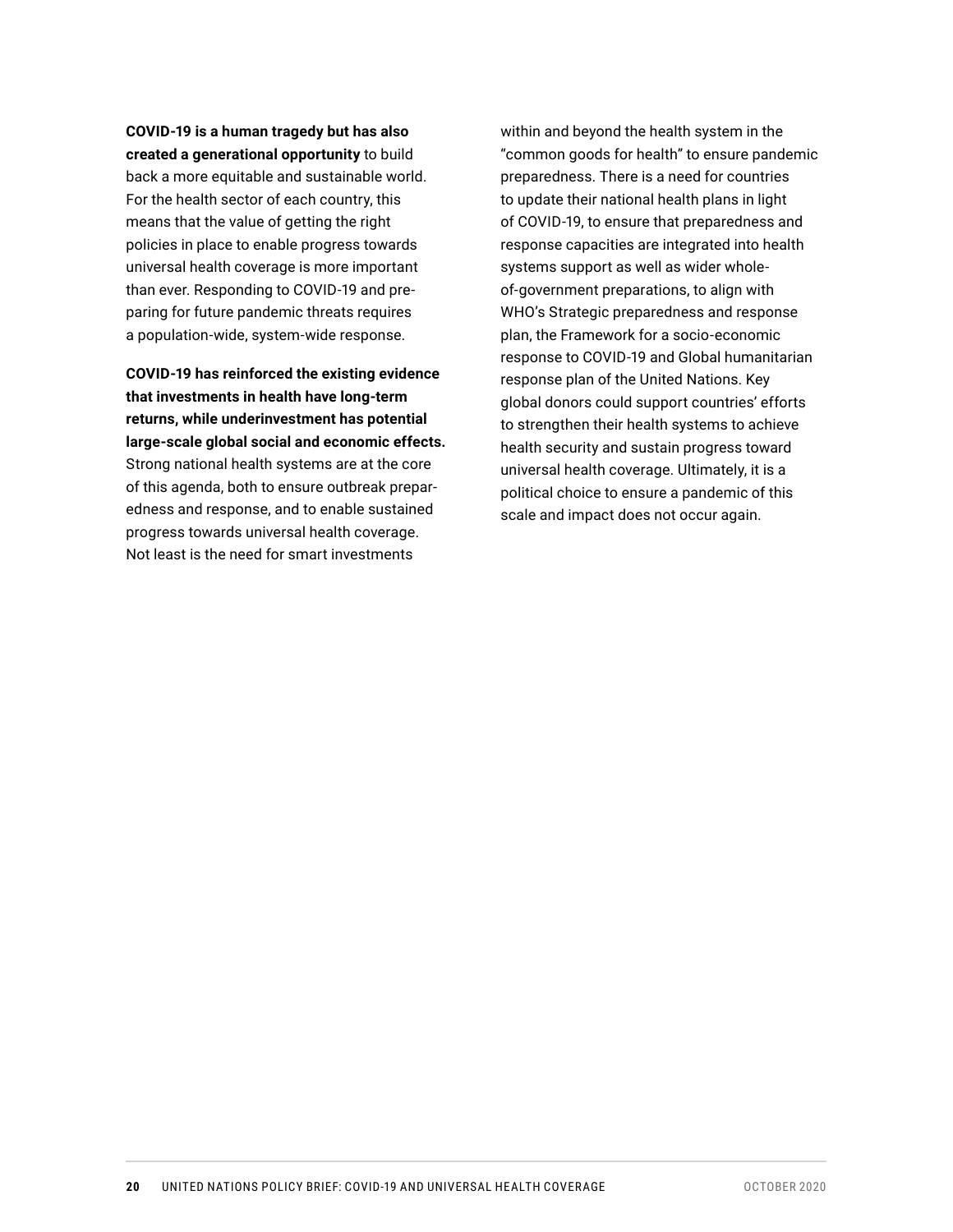**COVID-19 is a human tragedy but has also created a generational opportunity** to build back a more equitable and sustainable world. For the health sector of each country, this means that the value of getting the right policies in place to enable progress towards universal health coverage is more important than ever. Responding to COVID-19 and preparing for future pandemic threats requires a population-wide, system-wide response.

**COVID-19 has reinforced the existing evidence that investments in health have long-term returns, while underinvestment has potential large-scale global social and economic effects.** Strong national health systems are at the core of this agenda, both to ensure outbreak preparedness and response, and to enable sustained progress towards universal health coverage. Not least is the need for smart investments within and beyond the health system in the "common goods for health" to ensure pandemic preparedness. There is a need for countries to update their national health plans in light of COVID-19, to ensure that preparedness and response capacities are integrated into health systems support as well as wider whole-of-government preparations, to align with WHO's Strategic preparedness and response plan, the Framework for a socio-economic response to COVID-19 and Global humanitarian response plan of the United Nations. Key global donors could support countries' efforts to strengthen their health systems to achieve health security and sustain progress toward universal health coverage. Ultimately, it is a political choice to ensure a pandemic of this scale and impact does not occur again.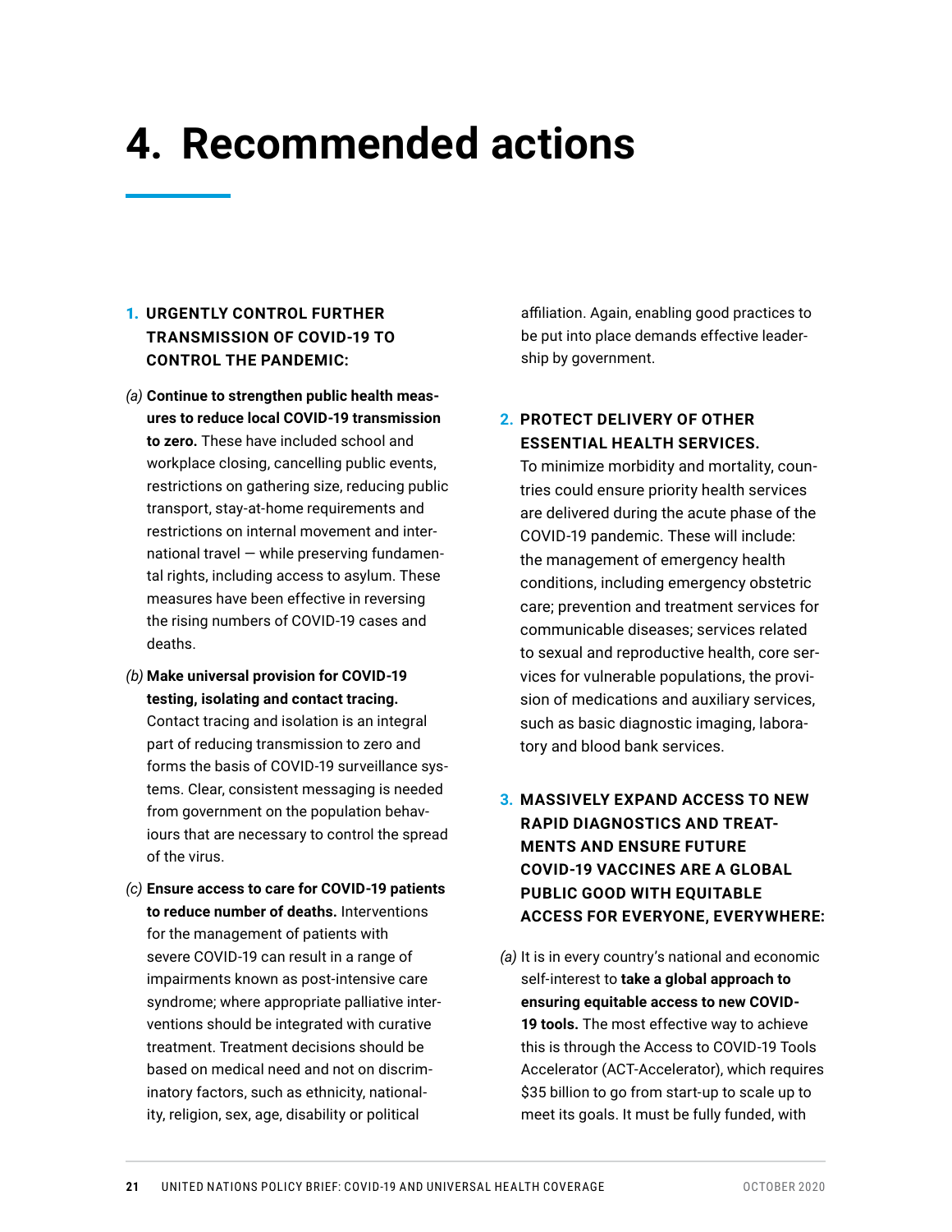# 4. Recommended actions

1. **URGENTLY CONTROL FURTHER TRANSMISSION OF COVID-19 TO CONTROL THE PANDEMIC:**

*(a)* **Continue to strengthen public health measures to reduce local COVID-19 transmission to zero.** These have included school and workplace closing, cancelling public events, restrictions on gathering size, reducing public transport, stay-at-home requirements and restrictions on internal movement and international travel — while preserving fundamental rights, including access to asylum. These measures have been effective in reversing the rising numbers of COVID-19 cases and deaths.

*(b)* **Make universal provision for COVID-19 testing, isolating and contact tracing.** Contact tracing and isolation is an integral part of reducing transmission to zero and forms the basis of COVID-19 surveillance systems. Clear, consistent messaging is needed from government on the population behaviours that are necessary to control the spread of the virus.

*(c)* **Ensure access to care for COVID-19 patients to reduce number of deaths.** Interventions for the management of patients with severe COVID-19 can result in a range of impairments known as post-intensive care syndrome; where appropriate palliative interventions should be integrated with curative treatment. Treatment decisions should be based on medical need and not on discriminatory factors, such as ethnicity, nationality, religion, sex, age, disability or political affiliation. Again, enabling good practices to be put into place demands effective leadership by government.

2. **PROTECT DELIVERY OF OTHER ESSENTIAL HEALTH SERVICES.**
To minimize morbidity and mortality, countries could ensure priority health services are delivered during the acute phase of the COVID-19 pandemic. These will include: the management of emergency health conditions, including emergency obstetric care; prevention and treatment services for communicable diseases; services related to sexual and reproductive health, core services for vulnerable populations, the provision of medications and auxiliary services, such as basic diagnostic imaging, laboratory and blood bank services.

3. **MASSIVELY EXPAND ACCESS TO NEW RAPID DIAGNOSTICS AND TREATMENTS AND ENSURE FUTURE COVID-19 VACCINES ARE A GLOBAL PUBLIC GOOD WITH EQUITABLE ACCESS FOR EVERYONE, EVERYWHERE:**

*(a)* It is in every country's national and economic self-interest to **take a global approach to ensuring equitable access to new COVID-19 tools.** The most effective way to achieve this is through the Access to COVID-19 Tools Accelerator (ACT-Accelerator), which requires $35 billion to go from start-up to scale up to meet its goals. It must be fully funded, with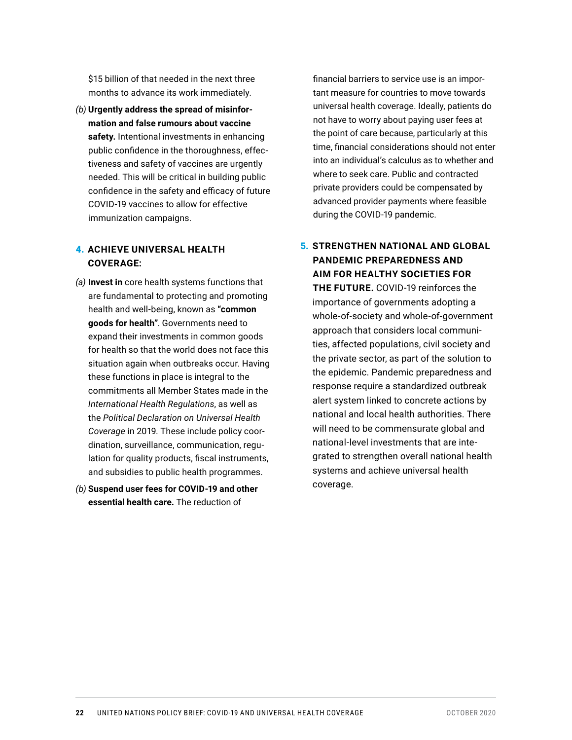$15 billion of that needed in the next three months to advance its work immediately.

*(b)* **Urgently address the spread of misinformation and false rumours about vaccine safety.** Intentional investments in enhancing public confidence in the thoroughness, effectiveness and safety of vaccines are urgently needed. This will be critical in building public confidence in the safety and efficacy of future COVID-19 vaccines to allow for effective immunization campaigns.

### 4. ACHIEVE UNIVERSAL HEALTH COVERAGE:

*(a)* **Invest in** core health systems functions that are fundamental to protecting and promoting health and well-being, known as **"common goods for health"**. Governments need to expand their investments in common goods for health so that the world does not face this situation again when outbreaks occur. Having these functions in place is integral to the commitments all Member States made in the *International Health Regulations*, as well as the *Political Declaration on Universal Health Coverage* in 2019. These include policy coordination, surveillance, communication, regulation for quality products, fiscal instruments, and subsidies to public health programmes.

*(b)* **Suspend user fees for COVID-19 and other essential health care.** The reduction of financial barriers to service use is an important measure for countries to move towards universal health coverage. Ideally, patients do not have to worry about paying user fees at the point of care because, particularly at this time, financial considerations should not enter into an individual's calculus as to whether and where to seek care. Public and contracted private providers could be compensated by advanced provider payments where feasible during the COVID-19 pandemic.

### 5. STRENGTHEN NATIONAL AND GLOBAL PANDEMIC PREPAREDNESS AND AIM FOR HEALTHY SOCIETIES FOR THE FUTURE.

COVID-19 reinforces the importance of governments adopting a whole-of-society and whole-of-government approach that considers local communities, affected populations, civil society and the private sector, as part of the solution to the epidemic. Pandemic preparedness and response require a standardized outbreak alert system linked to concrete actions by national and local health authorities. There will need to be commensurate global and national-level investments that are integrated to strengthen overall national health systems and achieve universal health coverage.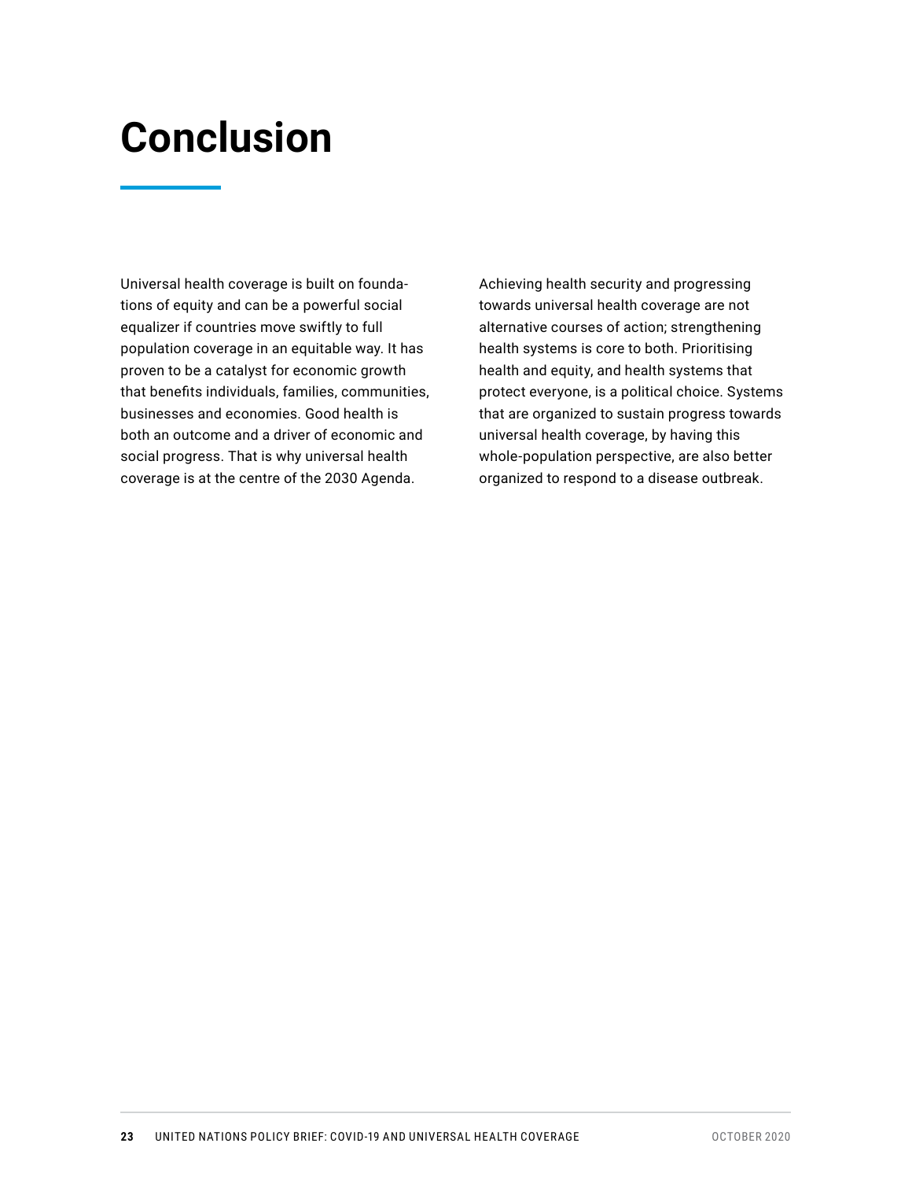# Conclusion

Universal health coverage is built on foundations of equity and can be a powerful social equalizer if countries move swiftly to full population coverage in an equitable way. It has proven to be a catalyst for economic growth that benefits individuals, families, communities, businesses and economies. Good health is both an outcome and a driver of economic and social progress. That is why universal health coverage is at the centre of the 2030 Agenda.

Achieving health security and progressing towards universal health coverage are not alternative courses of action; strengthening health systems is core to both. Prioritising health and equity, and health systems that protect everyone, is a political choice. Systems that are organized to sustain progress towards universal health coverage, by having this whole-population perspective, are also better organized to respond to a disease outbreak.